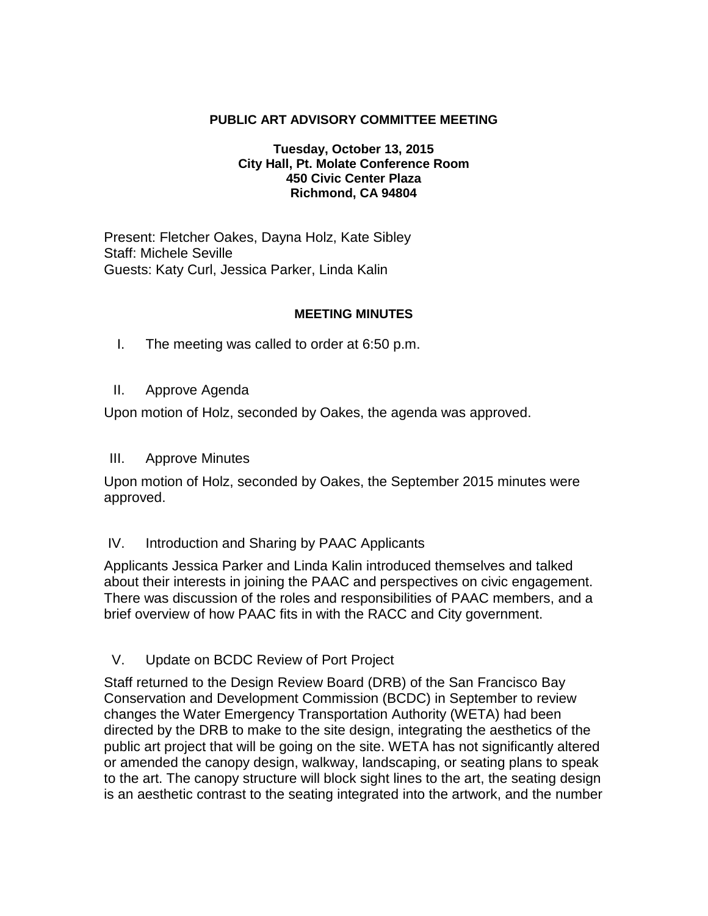**PUBLIC ART ADVISORY COMMITTEE MEETING**

**Tuesday, October 13, 2015**
**City Hall, Pt. Molate Conference Room**
**450 Civic Center Plaza**
**Richmond, CA 94804**

Present: Fletcher Oakes, Dayna Holz, Kate Sibley
Staff: Michele Seville
Guests: Katy Curl, Jessica Parker, Linda Kalin

**MEETING MINUTES**

I. The meeting was called to order at 6:50 p.m.

II. Approve Agenda

Upon motion of Holz, seconded by Oakes, the agenda was approved.

III. Approve Minutes

Upon motion of Holz, seconded by Oakes, the September 2015 minutes were approved.

IV. Introduction and Sharing by PAAC Applicants

Applicants Jessica Parker and Linda Kalin introduced themselves and talked about their interests in joining the PAAC and perspectives on civic engagement. There was discussion of the roles and responsibilities of PAAC members, and a brief overview of how PAAC fits in with the RACC and City government.

V. Update on BCDC Review of Port Project

Staff returned to the Design Review Board (DRB) of the San Francisco Bay Conservation and Development Commission (BCDC) in September to review changes the Water Emergency Transportation Authority (WETA) had been directed by the DRB to make to the site design, integrating the aesthetics of the public art project that will be going on the site. WETA has not significantly altered or amended the canopy design, walkway, landscaping, or seating plans to speak to the art. The canopy structure will block sight lines to the art, the seating design is an aesthetic contrast to the seating integrated into the artwork, and the number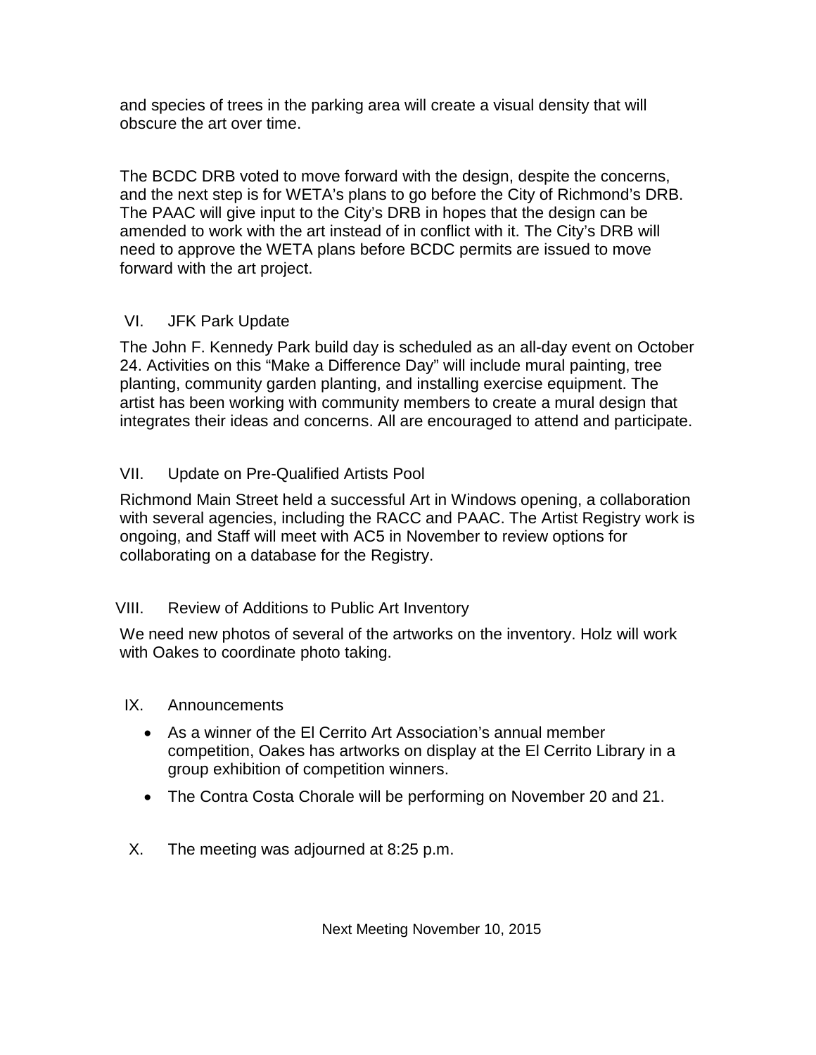and species of trees in the parking area will create a visual density that will obscure the art over time.

The BCDC DRB voted to move forward with the design, despite the concerns, and the next step is for WETA's plans to go before the City of Richmond's DRB. The PAAC will give input to the City's DRB in hopes that the design can be amended to work with the art instead of in conflict with it. The City's DRB will need to approve the WETA plans before BCDC permits are issued to move forward with the art project.

VI. JFK Park Update

The John F. Kennedy Park build day is scheduled as an all-day event on October 24. Activities on this "Make a Difference Day" will include mural painting, tree planting, community garden planting, and installing exercise equipment. The artist has been working with community members to create a mural design that integrates their ideas and concerns. All are encouraged to attend and participate.

VII. Update on Pre-Qualified Artists Pool

Richmond Main Street held a successful Art in Windows opening, a collaboration with several agencies, including the RACC and PAAC. The Artist Registry work is ongoing, and Staff will meet with AC5 in November to review options for collaborating on a database for the Registry.

VIII. Review of Additions to Public Art Inventory

We need new photos of several of the artworks on the inventory. Holz will work with Oakes to coordinate photo taking.

IX. Announcements

- As a winner of the El Cerrito Art Association's annual member competition, Oakes has artworks on display at the El Cerrito Library in a group exhibition of competition winners.
- The Contra Costa Chorale will be performing on November 20 and 21.

X. The meeting was adjourned at 8:25 p.m.

Next Meeting November 10, 2015